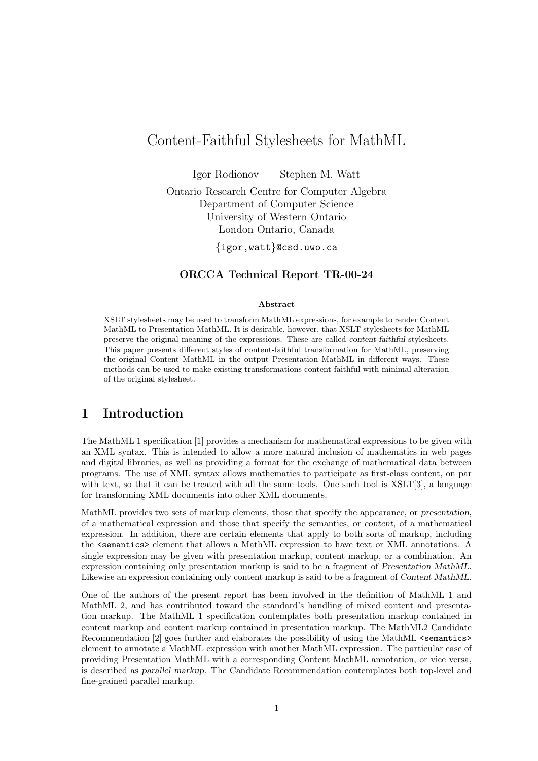# Content-Faithful Stylesheets for MathML

Igor Rodionov    Stephen M. Watt

Ontario Research Centre for Computer Algebra
Department of Computer Science
University of Western Ontario
London Ontario, Canada

{igor,watt}@csd.uwo.ca

**ORCCA Technical Report TR-00-24**

**Abstract**

XSLT stylesheets may be used to transform MathML expressions, for example to render Content MathML to Presentation MathML. It is desirable, however, that XSLT stylesheets for MathML preserve the original meaning of the expressions. These are called *content-faithful* stylesheets. This paper presents different styles of content-faithful transformation for MathML, preserving the original Content MathML in the output Presentation MathML in different ways. These methods can be used to make existing transformations content-faithful with minimal alteration of the original stylesheet.

## 1 Introduction

The MathML 1 specification [1] provides a mechanism for mathematical expressions to be given with an XML syntax. This is intended to allow a more natural inclusion of mathematics in web pages and digital libraries, as well as providing a format for the exchange of mathematical data between programs. The use of XML syntax allows mathematics to participate as first-class content, on par with text, so that it can be treated with all the same tools. One such tool is XSLT[3], a language for transforming XML documents into other XML documents.

MathML provides two sets of markup elements, those that specify the appearance, or *presentation*, of a mathematical expression and those that specify the semantics, or *content*, of a mathematical expression. In addition, there are certain elements that apply to both sorts of markup, including the `<semantics>` element that allows a MathML expression to have text or XML annotations. A single expression may be given with presentation markup, content markup, or a combination. An expression containing only presentation markup is said to be a fragment of *Presentation MathML*. Likewise an expression containing only content markup is said to be a fragment of *Content MathML*.

One of the authors of the present report has been involved in the definition of MathML 1 and MathML 2, and has contributed toward the standard's handling of mixed content and presentation markup. The MathML 1 specification contemplates both presentation markup contained in content markup and content markup contained in presentation markup. The MathML2 Candidate Recommendation [2] goes further and elaborates the possibility of using the MathML `<semantics>` element to annotate a MathML expression with another MathML expression. The particular case of providing Presentation MathML with a corresponding Content MathML annotation, or vice versa, is described as *parallel markup*. The Candidate Recommendation contemplates both top-level and fine-grained parallel markup.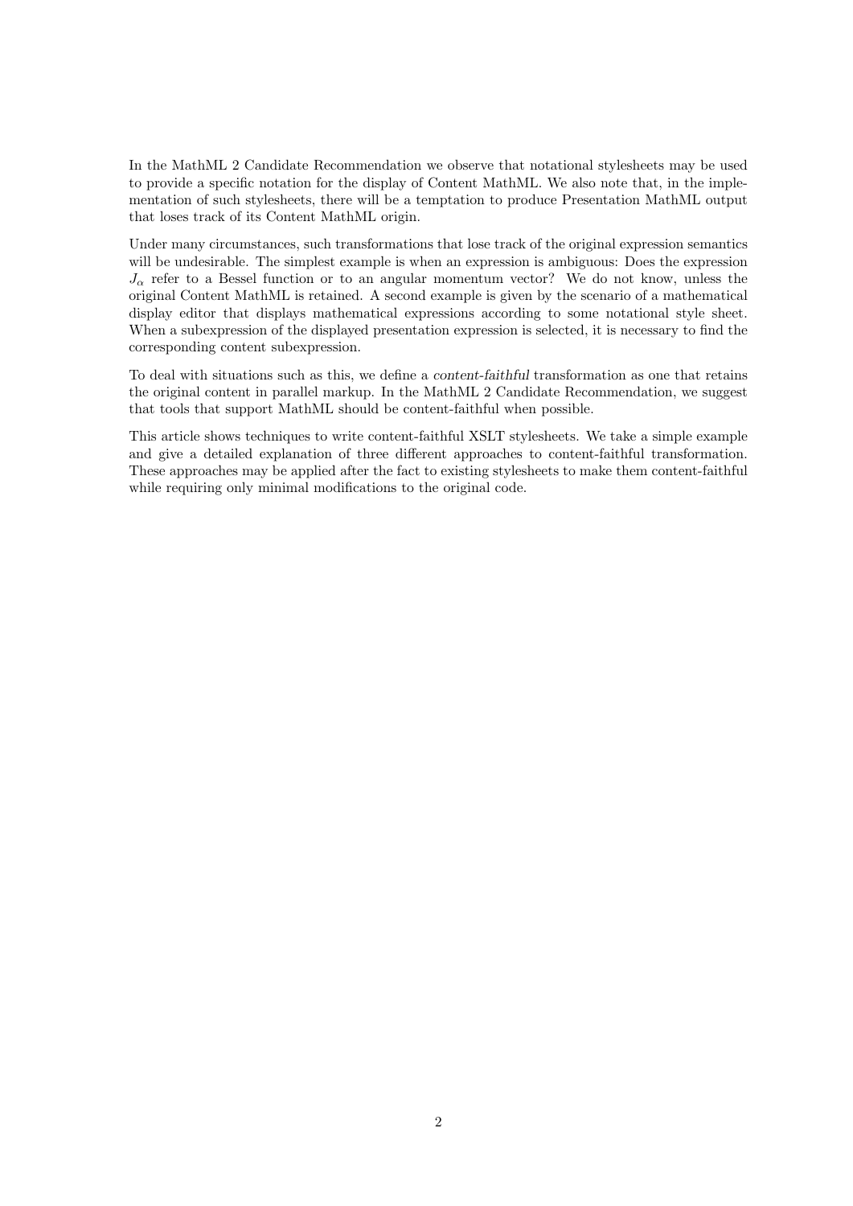In the MathML 2 Candidate Recommendation we observe that notational stylesheets may be used to provide a specific notation for the display of Content MathML. We also note that, in the implementation of such stylesheets, there will be a temptation to produce Presentation MathML output that loses track of its Content MathML origin.

Under many circumstances, such transformations that lose track of the original expression semantics will be undesirable. The simplest example is when an expression is ambiguous: Does the expression $J_\alpha$ refer to a Bessel function or to an angular momentum vector? We do not know, unless the original Content MathML is retained. A second example is given by the scenario of a mathematical display editor that displays mathematical expressions according to some notational style sheet. When a subexpression of the displayed presentation expression is selected, it is necessary to find the corresponding content subexpression.

To deal with situations such as this, we define a *content-faithful* transformation as one that retains the original content in parallel markup. In the MathML 2 Candidate Recommendation, we suggest that tools that support MathML should be content-faithful when possible.

This article shows techniques to write content-faithful XSLT stylesheets. We take a simple example and give a detailed explanation of three different approaches to content-faithful transformation. These approaches may be applied after the fact to existing stylesheets to make them content-faithful while requiring only minimal modifications to the original code.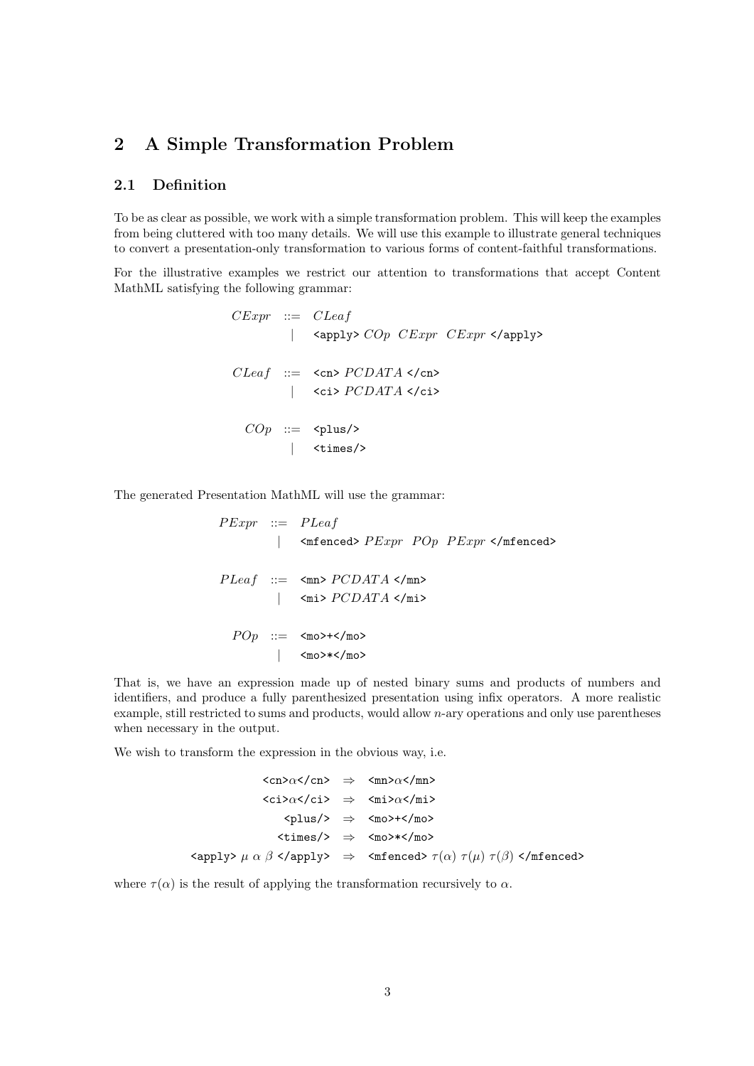## 2 A Simple Transformation Problem

### 2.1 Definition

To be as clear as possible, we work with a simple transformation problem. This will keep the examples from being cluttered with too many details. We will use this example to illustrate general techniques to convert a presentation-only transformation to various forms of content-faithful transformations.

For the illustrative examples we restrict our attention to transformations that accept Content MathML satisfying the following grammar:

$$
\begin{array}{rcl}
CExpr & ::= & CLeaf \\
 & | & \texttt{<apply>}\ COp\ \ CExpr\ \ CExpr\ \texttt{</apply>} \\
 & & \\
CLeaf & ::= & \texttt{<cn>}\ PCDATA\ \texttt{</cn>} \\
 & | & \texttt{<ci>}\ PCDATA\ \texttt{</ci>} \\
 & & \\
COp & ::= & \texttt{<plus/>} \\
 & | & \texttt{<times/>}
\end{array}
$$

The generated Presentation MathML will use the grammar:

$$
\begin{array}{rcl}
PExpr & ::= & PLeaf \\
 & | & \texttt{<mfenced>}\ PExpr\ \ POp\ \ PExpr\ \texttt{</mfenced>} \\
 & & \\
PLeaf & ::= & \texttt{<mn>}\ PCDATA\ \texttt{</mn>} \\
 & | & \texttt{<mi>}\ PCDATA\ \texttt{</mi>} \\
 & & \\
POp & ::= & \texttt{<mo>+</mo>} \\
 & | & \texttt{<mo>*</mo>}
\end{array}
$$

That is, we have an expression made up of nested binary sums and products of numbers and identifiers, and produce a fully parenthesized presentation using infix operators. A more realistic example, still restricted to sums and products, would allow $n$-ary operations and only use parentheses when necessary in the output.

We wish to transform the expression in the obvious way, i.e.

$$
\begin{array}{rcl}
\texttt{<cn>}\alpha\texttt{</cn>} & \Rightarrow & \texttt{<mn>}\alpha\texttt{</mn>} \\
\texttt{<ci>}\alpha\texttt{</ci>} & \Rightarrow & \texttt{<mi>}\alpha\texttt{</mi>} \\
\texttt{<plus/>} & \Rightarrow & \texttt{<mo>+</mo>} \\
\texttt{<times/>} & \Rightarrow & \texttt{<mo>*</mo>} \\
\texttt{<apply>}\ \mu\ \alpha\ \beta\ \texttt{</apply>} & \Rightarrow & \texttt{<mfenced>}\ \tau(\alpha)\ \tau(\mu)\ \tau(\beta)\ \texttt{</mfenced>}
\end{array}
$$

where $\tau(\alpha)$ is the result of applying the transformation recursively to $\alpha$.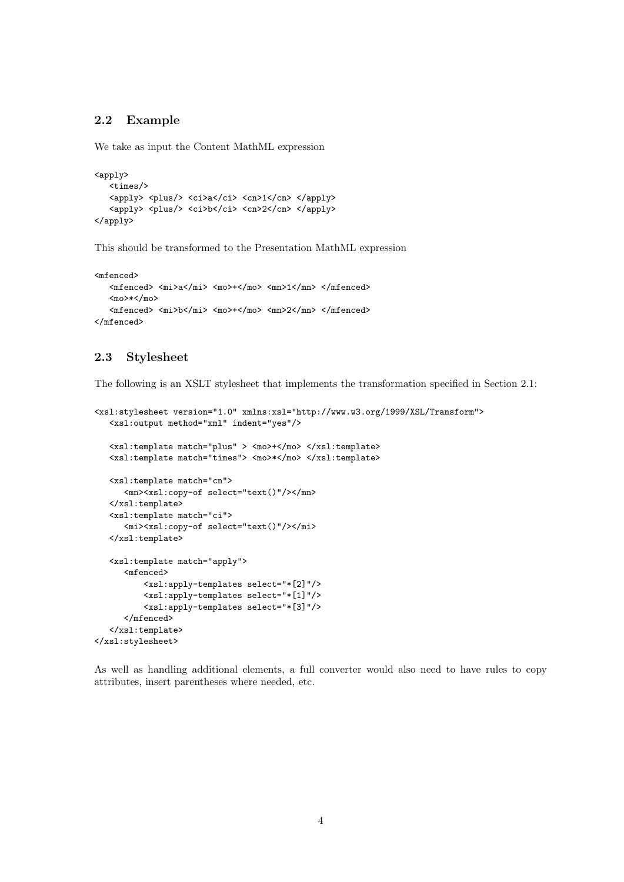## 2.2 Example

We take as input the Content MathML expression

```
<apply>
   <times/>
   <apply> <plus/> <ci>a</ci> <cn>1</cn> </apply>
   <apply> <plus/> <ci>b</ci> <cn>2</cn> </apply>
</apply>
```

This should be transformed to the Presentation MathML expression

```
<mfenced>
   <mfenced> <mi>a</mi> <mo>+</mo> <mn>1</mn> </mfenced>
   <mo>*</mo>
   <mfenced> <mi>b</mi> <mo>+</mo> <mn>2</mn> </mfenced>
</mfenced>
```

## 2.3 Stylesheet

The following is an XSLT stylesheet that implements the transformation specified in Section 2.1:

```
<xsl:stylesheet version="1.0" xmlns:xsl="http://www.w3.org/1999/XSL/Transform">
   <xsl:output method="xml" indent="yes"/>

   <xsl:template match="plus" > <mo>+</mo> </xsl:template>
   <xsl:template match="times"> <mo>*</mo> </xsl:template>

   <xsl:template match="cn">
      <mn><xsl:copy-of select="text()"/></mn>
   </xsl:template>
   <xsl:template match="ci">
      <mi><xsl:copy-of select="text()"/></mi>
   </xsl:template>

   <xsl:template match="apply">
      <mfenced>
          <xsl:apply-templates select="*[2]"/>
          <xsl:apply-templates select="*[1]"/>
          <xsl:apply-templates select="*[3]"/>
      </mfenced>
   </xsl:template>
</xsl:stylesheet>
```

As well as handling additional elements, a full converter would also need to have rules to copy attributes, insert parentheses where needed, etc.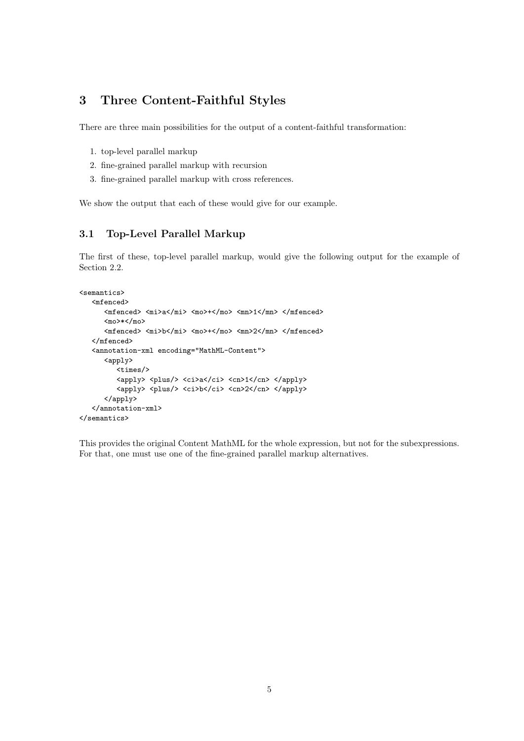## 3 Three Content-Faithful Styles

There are three main possibilities for the output of a content-faithful transformation:

1. top-level parallel markup
2. fine-grained parallel markup with recursion
3. fine-grained parallel markup with cross references.

We show the output that each of these would give for our example.

### 3.1 Top-Level Parallel Markup

The first of these, top-level parallel markup, would give the following output for the example of Section 2.2.

```
<semantics>
   <mfenced>
      <mfenced> <mi>a</mi> <mo>+</mo> <mn>1</mn> </mfenced>
      <mo>*</mo>
      <mfenced> <mi>b</mi> <mo>+</mo> <mn>2</mn> </mfenced>
   </mfenced>
   <annotation-xml encoding="MathML-Content">
      <apply>
         <times/>
         <apply> <plus/> <ci>a</ci> <cn>1</cn> </apply>
         <apply> <plus/> <ci>b</ci> <cn>2</cn> </apply>
      </apply>
   </annotation-xml>
</semantics>
```

This provides the original Content MathML for the whole expression, but not for the subexpressions. For that, one must use one of the fine-grained parallel markup alternatives.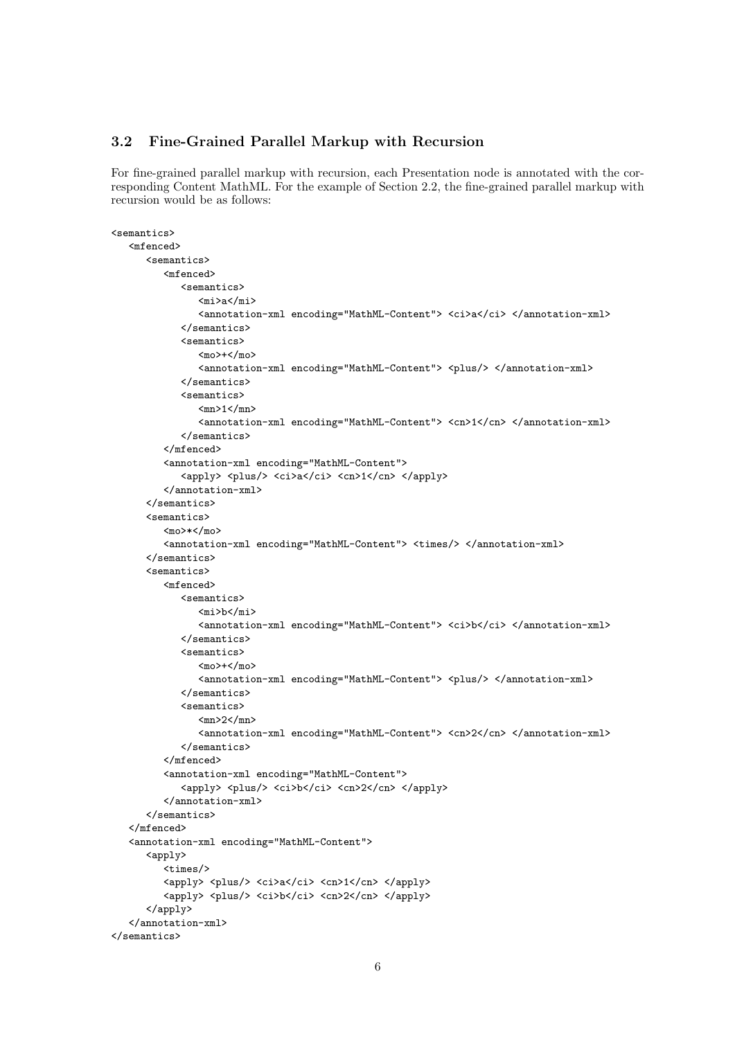### 3.2 Fine-Grained Parallel Markup with Recursion

For fine-grained parallel markup with recursion, each Presentation node is annotated with the corresponding Content MathML. For the example of Section 2.2, the fine-grained parallel markup with recursion would be as follows:

```
<semantics>
   <mfenced>
      <semantics>
         <mfenced>
            <semantics>
               <mi>a</mi>
               <annotation-xml encoding="MathML-Content"> <ci>a</ci> </annotation-xml>
            </semantics>
            <semantics>
               <mo>+</mo>
               <annotation-xml encoding="MathML-Content"> <plus/> </annotation-xml>
            </semantics>
            <semantics>
               <mn>1</mn>
               <annotation-xml encoding="MathML-Content"> <cn>1</cn> </annotation-xml>
            </semantics>
         </mfenced>
         <annotation-xml encoding="MathML-Content">
            <apply> <plus/> <ci>a</ci> <cn>1</cn> </apply>
         </annotation-xml>
      </semantics>
      <semantics>
         <mo>*</mo>
         <annotation-xml encoding="MathML-Content"> <times/> </annotation-xml>
      </semantics>
      <semantics>
         <mfenced>
            <semantics>
               <mi>b</mi>
               <annotation-xml encoding="MathML-Content"> <ci>b</ci> </annotation-xml>
            </semantics>
            <semantics>
               <mo>+</mo>
               <annotation-xml encoding="MathML-Content"> <plus/> </annotation-xml>
            </semantics>
            <semantics>
               <mn>2</mn>
               <annotation-xml encoding="MathML-Content"> <cn>2</cn> </annotation-xml>
            </semantics>
         </mfenced>
         <annotation-xml encoding="MathML-Content">
            <apply> <plus/> <ci>b</ci> <cn>2</cn> </apply>
         </annotation-xml>
      </semantics>
   </mfenced>
   <annotation-xml encoding="MathML-Content">
      <apply>
         <times/>
         <apply> <plus/> <ci>a</ci> <cn>1</cn> </apply>
         <apply> <plus/> <ci>b</ci> <cn>2</cn> </apply>
      </apply>
   </annotation-xml>
</semantics>
```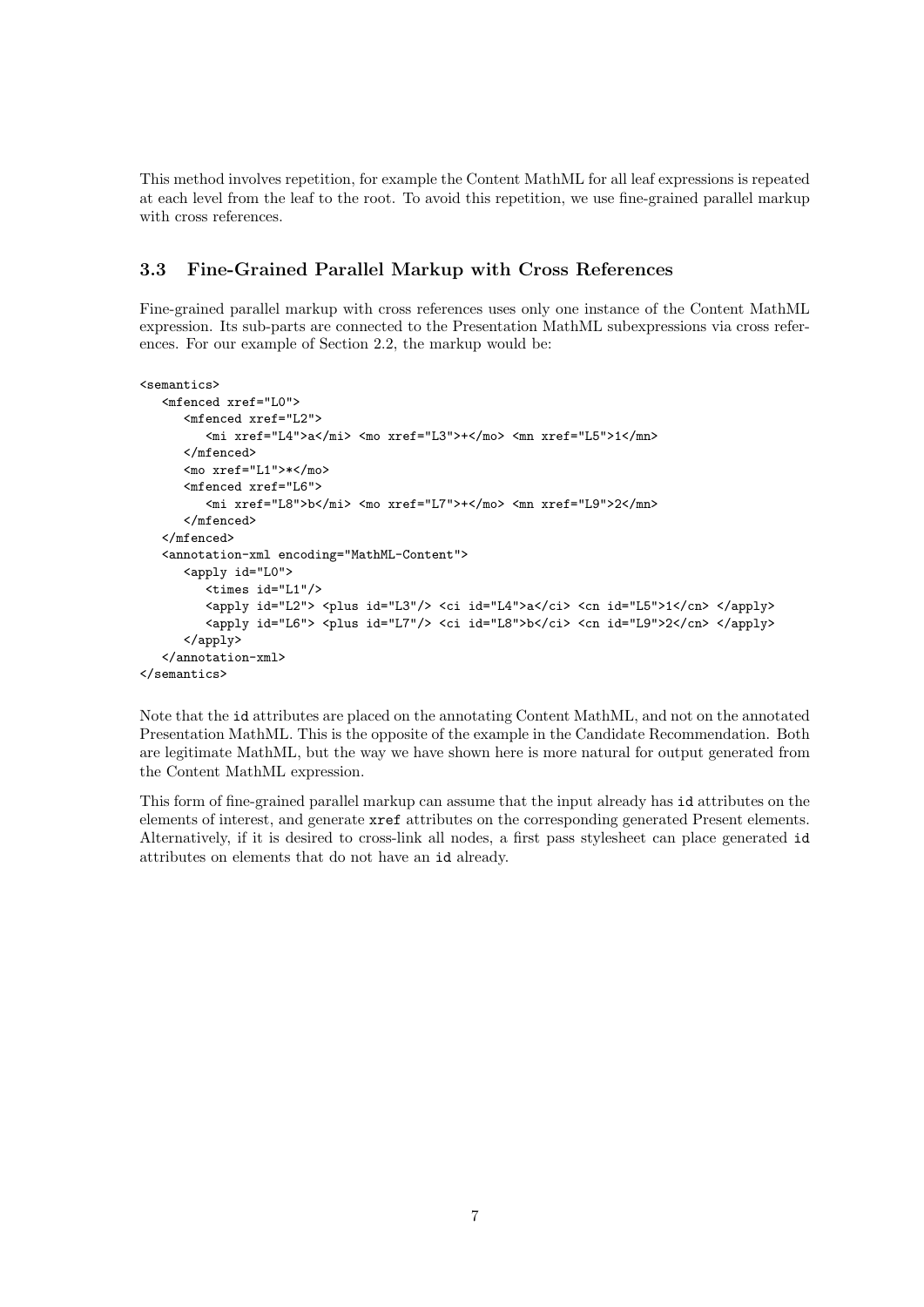This method involves repetition, for example the Content MathML for all leaf expressions is repeated at each level from the leaf to the root. To avoid this repetition, we use fine-grained parallel markup with cross references.

### 3.3 Fine-Grained Parallel Markup with Cross References

Fine-grained parallel markup with cross references uses only one instance of the Content MathML expression. Its sub-parts are connected to the Presentation MathML subexpressions via cross references. For our example of Section 2.2, the markup would be:

```
<semantics>
   <mfenced xref="L0">
      <mfenced xref="L2">
         <mi xref="L4">a</mi> <mo xref="L3">+</mo> <mn xref="L5">1</mn>
      </mfenced>
      <mo xref="L1">*</mo>
      <mfenced xref="L6">
         <mi xref="L8">b</mi> <mo xref="L7">+</mo> <mn xref="L9">2</mn>
      </mfenced>
   </mfenced>
   <annotation-xml encoding="MathML-Content">
      <apply id="L0">
         <times id="L1"/>
         <apply id="L2"> <plus id="L3"/> <ci id="L4">a</ci> <cn id="L5">1</cn> </apply>
         <apply id="L6"> <plus id="L7"/> <ci id="L8">b</ci> <cn id="L9">2</cn> </apply>
      </apply>
   </annotation-xml>
</semantics>
```

Note that the `id` attributes are placed on the annotating Content MathML, and not on the annotated Presentation MathML. This is the opposite of the example in the Candidate Recommendation. Both are legitimate MathML, but the way we have shown here is more natural for output generated from the Content MathML expression.

This form of fine-grained parallel markup can assume that the input already has `id` attributes on the elements of interest, and generate `xref` attributes on the corresponding generated Present elements. Alternatively, if it is desired to cross-link all nodes, a first pass stylesheet can place generated `id` attributes on elements that do not have an `id` already.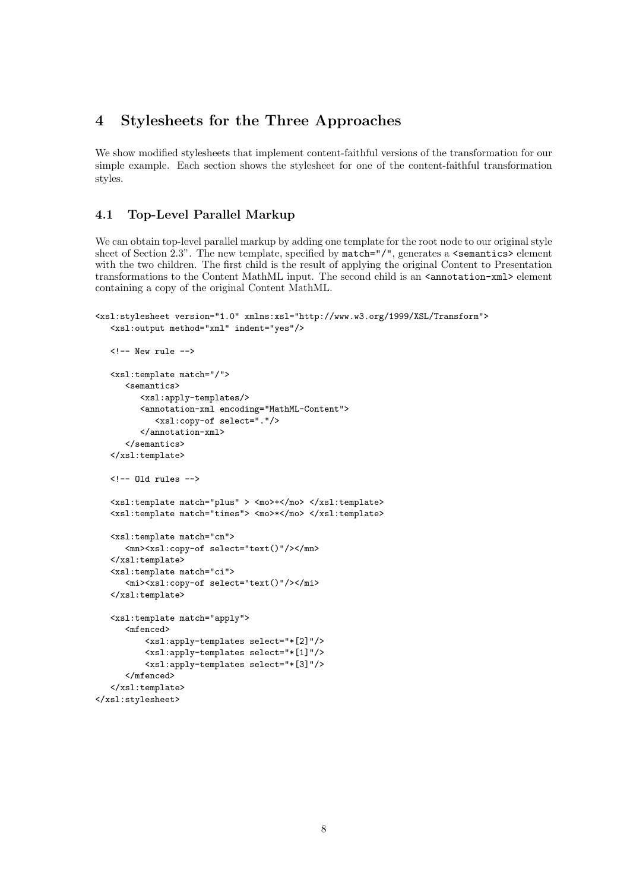## 4 Stylesheets for the Three Approaches

We show modified stylesheets that implement content-faithful versions of the transformation for our simple example. Each section shows the stylesheet for one of the content-faithful transformation styles.

### 4.1 Top-Level Parallel Markup

We can obtain top-level parallel markup by adding one template for the root node to our original style sheet of Section 2.3". The new template, specified by `match="/"`, generates a `<semantics>` element with the two children. The first child is the result of applying the original Content to Presentation transformations to the Content MathML input. The second child is an `<annotation-xml>` element containing a copy of the original Content MathML.

```
<xsl:stylesheet version="1.0" xmlns:xsl="http://www.w3.org/1999/XSL/Transform">
   <xsl:output method="xml" indent="yes"/>

   <!-- New rule -->

   <xsl:template match="/">
      <semantics>
         <xsl:apply-templates/>
         <annotation-xml encoding="MathML-Content">
            <xsl:copy-of select="."/>
         </annotation-xml>
      </semantics>
   </xsl:template>

   <!-- Old rules -->

   <xsl:template match="plus" > <mo>+</mo> </xsl:template>
   <xsl:template match="times"> <mo>*</mo> </xsl:template>

   <xsl:template match="cn">
      <mn><xsl:copy-of select="text()"/></mn>
   </xsl:template>
   <xsl:template match="ci">
      <mi><xsl:copy-of select="text()"/></mi>
   </xsl:template>

   <xsl:template match="apply">
      <mfenced>
          <xsl:apply-templates select="*[2]"/>
          <xsl:apply-templates select="*[1]"/>
          <xsl:apply-templates select="*[3]"/>
      </mfenced>
   </xsl:template>
</xsl:stylesheet>
```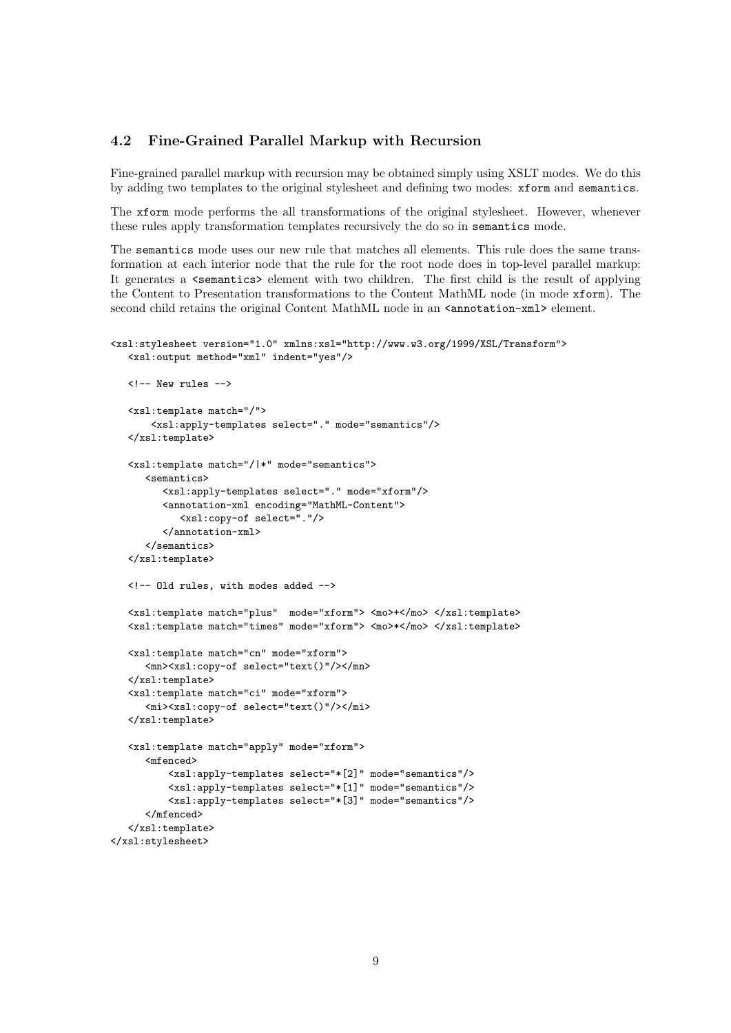### 4.2 Fine-Grained Parallel Markup with Recursion

Fine-grained parallel markup with recursion may be obtained simply using XSLT modes. We do this by adding two templates to the original stylesheet and defining two modes: `xform` and `semantics`.

The `xform` mode performs the all transformations of the original stylesheet. However, whenever these rules apply transformation templates recursively the do so in `semantics` mode.

The `semantics` mode uses our new rule that matches all elements. This rule does the same transformation at each interior node that the rule for the root node does in top-level parallel markup: It generates a `<semantics>` element with two children. The first child is the result of applying the Content to Presentation transformations to the Content MathML node (in mode `xform`). The second child retains the original Content MathML node in an `<annotation-xml>` element.

```
<xsl:stylesheet version="1.0" xmlns:xsl="http://www.w3.org/1999/XSL/Transform">
   <xsl:output method="xml" indent="yes"/>

   <!-- New rules -->

   <xsl:template match="/">
       <xsl:apply-templates select="." mode="semantics"/>
   </xsl:template>

   <xsl:template match="/|*" mode="semantics">
      <semantics>
         <xsl:apply-templates select="." mode="xform"/>
         <annotation-xml encoding="MathML-Content">
            <xsl:copy-of select="."/>
         </annotation-xml>
      </semantics>
   </xsl:template>

   <!-- Old rules, with modes added -->

   <xsl:template match="plus"  mode="xform"> <mo>+</mo> </xsl:template>
   <xsl:template match="times" mode="xform"> <mo>*</mo> </xsl:template>

   <xsl:template match="cn" mode="xform">
      <mn><xsl:copy-of select="text()"/></mn>
   </xsl:template>
   <xsl:template match="ci" mode="xform">
      <mi><xsl:copy-of select="text()"/></mi>
   </xsl:template>

   <xsl:template match="apply" mode="xform">
      <mfenced>
          <xsl:apply-templates select="*[2]" mode="semantics"/>
          <xsl:apply-templates select="*[1]" mode="semantics"/>
          <xsl:apply-templates select="*[3]" mode="semantics"/>
      </mfenced>
   </xsl:template>
</xsl:stylesheet>
```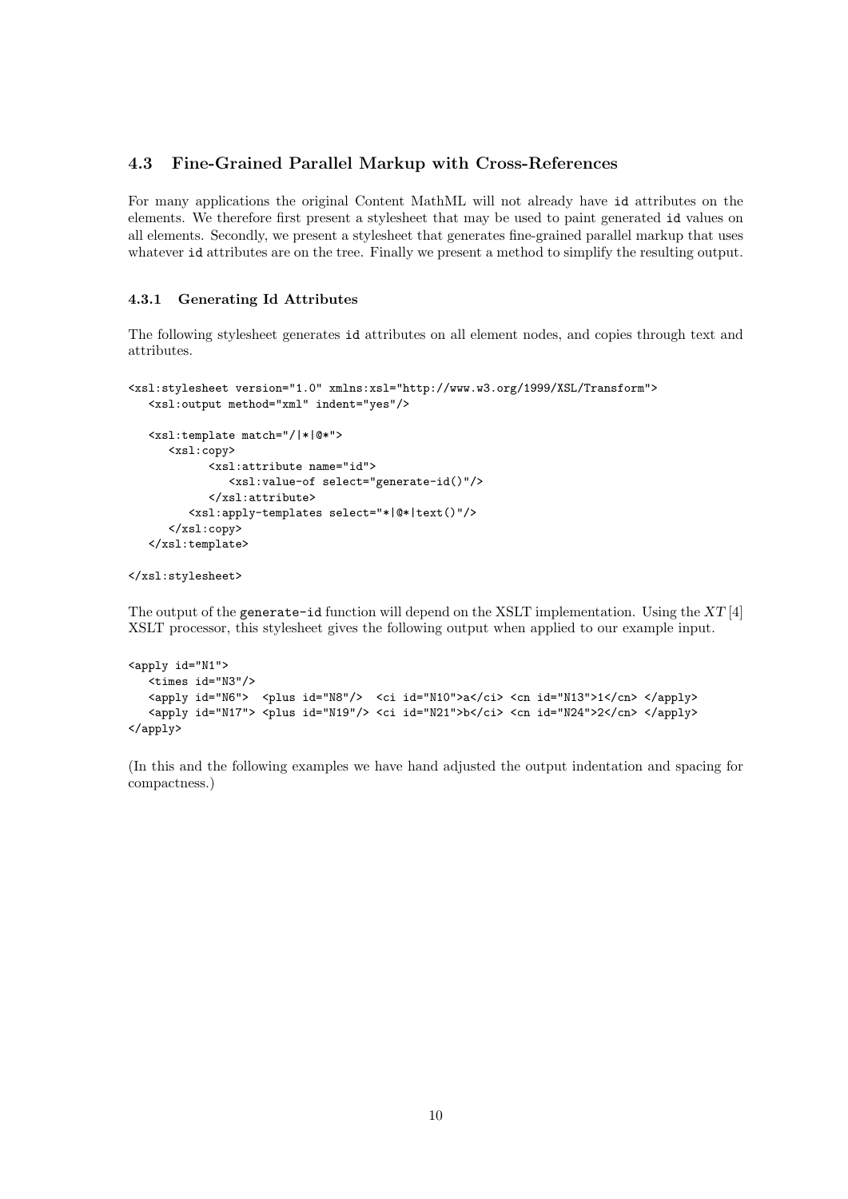### 4.3 Fine-Grained Parallel Markup with Cross-References

For many applications the original Content MathML will not already have `id` attributes on the elements. We therefore first present a stylesheet that may be used to paint generated `id` values on all elements. Secondly, we present a stylesheet that generates fine-grained parallel markup that uses whatever `id` attributes are on the tree. Finally we present a method to simplify the resulting output.

#### 4.3.1 Generating Id Attributes

The following stylesheet generates `id` attributes on all element nodes, and copies through text and attributes.

```
<xsl:stylesheet version="1.0" xmlns:xsl="http://www.w3.org/1999/XSL/Transform">
   <xsl:output method="xml" indent="yes"/>

   <xsl:template match="/|*|@*">
      <xsl:copy>
            <xsl:attribute name="id">
               <xsl:value-of select="generate-id()"/>
            </xsl:attribute>
         <xsl:apply-templates select="*|@*|text()"/>
      </xsl:copy>
   </xsl:template>

</xsl:stylesheet>
```

The output of the `generate-id` function will depend on the XSLT implementation. Using the *XT* [4] XSLT processor, this stylesheet gives the following output when applied to our example input.

```
<apply id="N1">
   <times id="N3"/>
   <apply id="N6">  <plus id="N8"/>  <ci id="N10">a</ci> <cn id="N13">1</cn> </apply>
   <apply id="N17"> <plus id="N19"/> <ci id="N21">b</ci> <cn id="N24">2</cn> </apply>
</apply>
```

(In this and the following examples we have hand adjusted the output indentation and spacing for compactness.)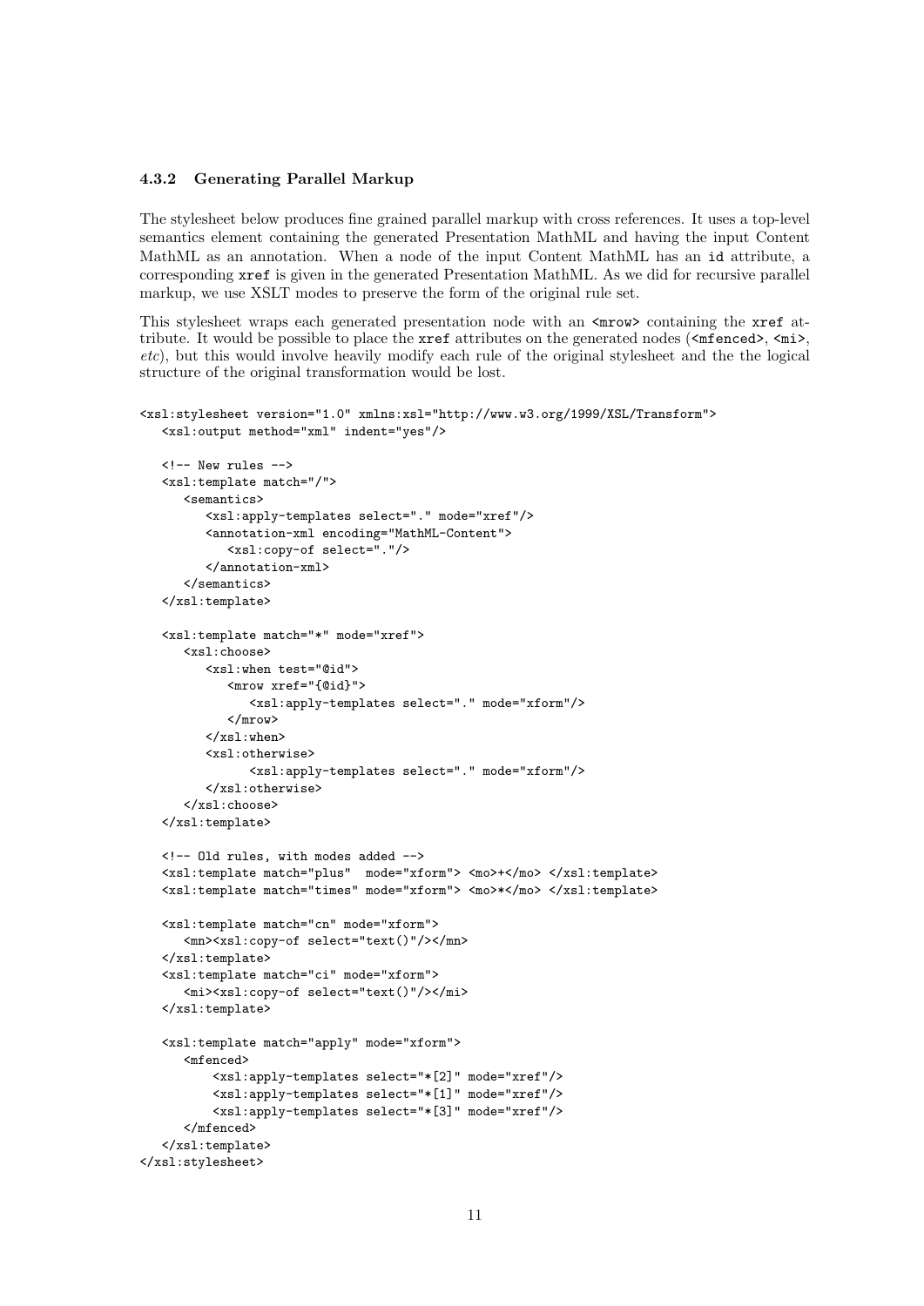#### 4.3.2 Generating Parallel Markup

The stylesheet below produces fine grained parallel markup with cross references. It uses a top-level semantics element containing the generated Presentation MathML and having the input Content MathML as an annotation. When a node of the input Content MathML has an `id` attribute, a corresponding `xref` is given in the generated Presentation MathML. As we did for recursive parallel markup, we use XSLT modes to preserve the form of the original rule set.

This stylesheet wraps each generated presentation node with an `<mrow>` containing the `xref` attribute. It would be possible to place the `xref` attributes on the generated nodes (`<mfenced>`, `<mi>`, *etc*), but this would involve heavily modify each rule of the original stylesheet and the the logical structure of the original transformation would be lost.

```
<xsl:stylesheet version="1.0" xmlns:xsl="http://www.w3.org/1999/XSL/Transform">
   <xsl:output method="xml" indent="yes"/>

   <!-- New rules -->
   <xsl:template match="/">
      <semantics>
         <xsl:apply-templates select="." mode="xref"/>
         <annotation-xml encoding="MathML-Content">
            <xsl:copy-of select="."/>
         </annotation-xml>
      </semantics>
   </xsl:template>

   <xsl:template match="*" mode="xref">
      <xsl:choose>
         <xsl:when test="@id">
            <mrow xref="{@id}">
               <xsl:apply-templates select="." mode="xform"/>
            </mrow>
         </xsl:when>
         <xsl:otherwise>
               <xsl:apply-templates select="." mode="xform"/>
         </xsl:otherwise>
      </xsl:choose>
   </xsl:template>

   <!-- Old rules, with modes added -->
   <xsl:template match="plus"  mode="xform"> <mo>+</mo> </xsl:template>
   <xsl:template match="times" mode="xform"> <mo>*</mo> </xsl:template>

   <xsl:template match="cn" mode="xform">
      <mn><xsl:copy-of select="text()"/></mn>
   </xsl:template>
   <xsl:template match="ci" mode="xform">
      <mi><xsl:copy-of select="text()"/></mi>
   </xsl:template>

   <xsl:template match="apply" mode="xform">
      <mfenced>
          <xsl:apply-templates select="*[2]" mode="xref"/>
          <xsl:apply-templates select="*[1]" mode="xref"/>
          <xsl:apply-templates select="*[3]" mode="xref"/>
      </mfenced>
   </xsl:template>
</xsl:stylesheet>
```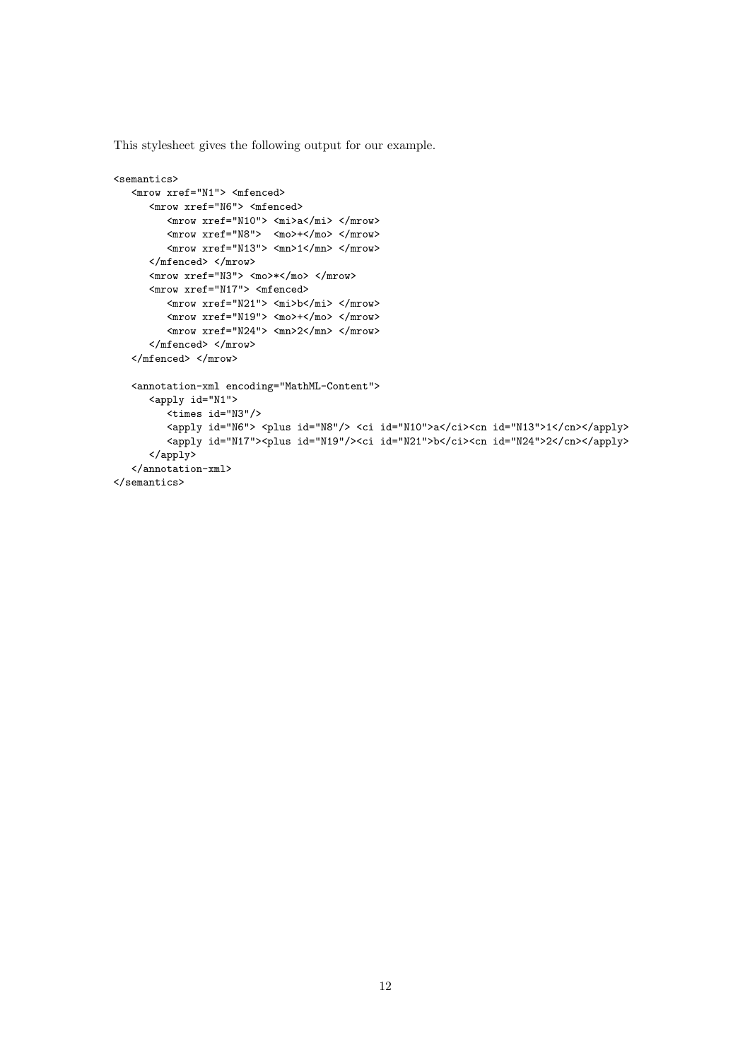This stylesheet gives the following output for our example.

```
<semantics>
   <mrow xref="N1"> <mfenced>
      <mrow xref="N6"> <mfenced>
         <mrow xref="N10"> <mi>a</mi> </mrow>
         <mrow xref="N8">  <mo>+</mo> </mrow>
         <mrow xref="N13"> <mn>1</mn> </mrow>
      </mfenced> </mrow>
      <mrow xref="N3"> <mo>*</mo> </mrow>
      <mrow xref="N17"> <mfenced>
         <mrow xref="N21"> <mi>b</mi> </mrow>
         <mrow xref="N19"> <mo>+</mo> </mrow>
         <mrow xref="N24"> <mn>2</mn> </mrow>
      </mfenced> </mrow>
   </mfenced> </mrow>

   <annotation-xml encoding="MathML-Content">
      <apply id="N1">
         <times id="N3"/>
         <apply id="N6"> <plus id="N8"/> <ci id="N10">a</ci><cn id="N13">1</cn></apply>
         <apply id="N17"><plus id="N19"/><ci id="N21">b</ci><cn id="N24">2</cn></apply>
      </apply>
   </annotation-xml>
</semantics>
```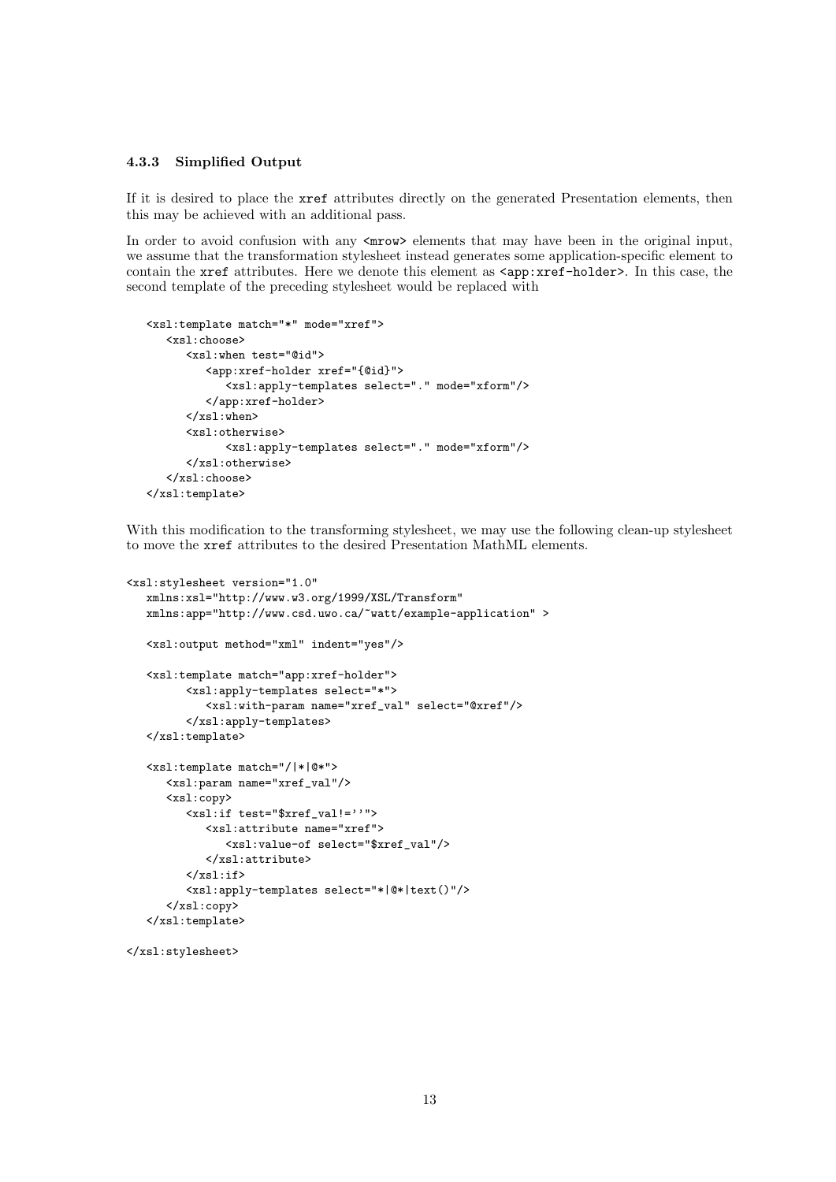### 4.3.3 Simplified Output

If it is desired to place the xref attributes directly on the generated Presentation elements, then this may be achieved with an additional pass.

In order to avoid confusion with any <mrow> elements that may have been in the original input, we assume that the transformation stylesheet instead generates some application-specific element to contain the xref attributes. Here we denote this element as <app:xref-holder>. In this case, the second template of the preceding stylesheet would be replaced with

```
<xsl:template match="*" mode="xref">
   <xsl:choose>
      <xsl:when test="@id">
         <app:xref-holder xref="{@id}">
            <xsl:apply-templates select="." mode="xform"/>
         </app:xref-holder>
      </xsl:when>
      <xsl:otherwise>
            <xsl:apply-templates select="." mode="xform"/>
      </xsl:otherwise>
   </xsl:choose>
</xsl:template>
```

With this modification to the transforming stylesheet, we may use the following clean-up stylesheet to move the xref attributes to the desired Presentation MathML elements.

```
<xsl:stylesheet version="1.0"
   xmlns:xsl="http://www.w3.org/1999/XSL/Transform"
   xmlns:app="http://www.csd.uwo.ca/~watt/example-application" >

   <xsl:output method="xml" indent="yes"/>

   <xsl:template match="app:xref-holder">
         <xsl:apply-templates select="*">
            <xsl:with-param name="xref_val" select="@xref"/>
         </xsl:apply-templates>
   </xsl:template>

   <xsl:template match="/|*|@*">
      <xsl:param name="xref_val"/>
      <xsl:copy>
         <xsl:if test="$xref_val!=''">
            <xsl:attribute name="xref">
               <xsl:value-of select="$xref_val"/>
            </xsl:attribute>
         </xsl:if>
         <xsl:apply-templates select="*|@*|text()"/>
      </xsl:copy>
   </xsl:template>

</xsl:stylesheet>
```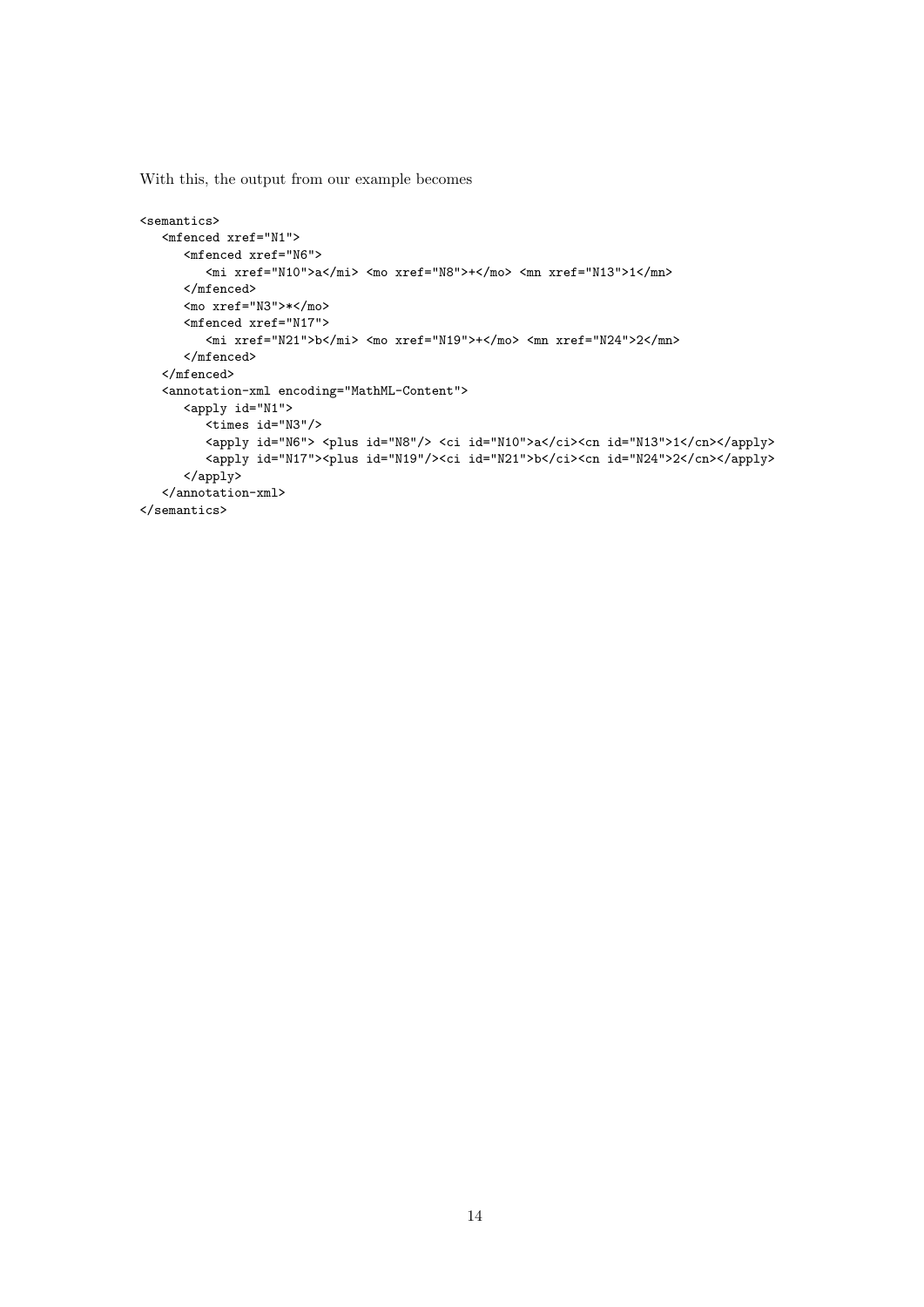With this, the output from our example becomes

```
<semantics>
   <mfenced xref="N1">
      <mfenced xref="N6">
         <mi xref="N10">a</mi> <mo xref="N8">+</mo> <mn xref="N13">1</mn>
      </mfenced>
      <mo xref="N3">*</mo>
      <mfenced xref="N17">
         <mi xref="N21">b</mi> <mo xref="N19">+</mo> <mn xref="N24">2</mn>
      </mfenced>
   </mfenced>
   <annotation-xml encoding="MathML-Content">
      <apply id="N1">
         <times id="N3"/>
         <apply id="N6"> <plus id="N8"/> <ci id="N10">a</ci><cn id="N13">1</cn></apply>
         <apply id="N17"><plus id="N19"/><ci id="N21">b</ci><cn id="N24">2</cn></apply>
      </apply>
   </annotation-xml>
</semantics>
```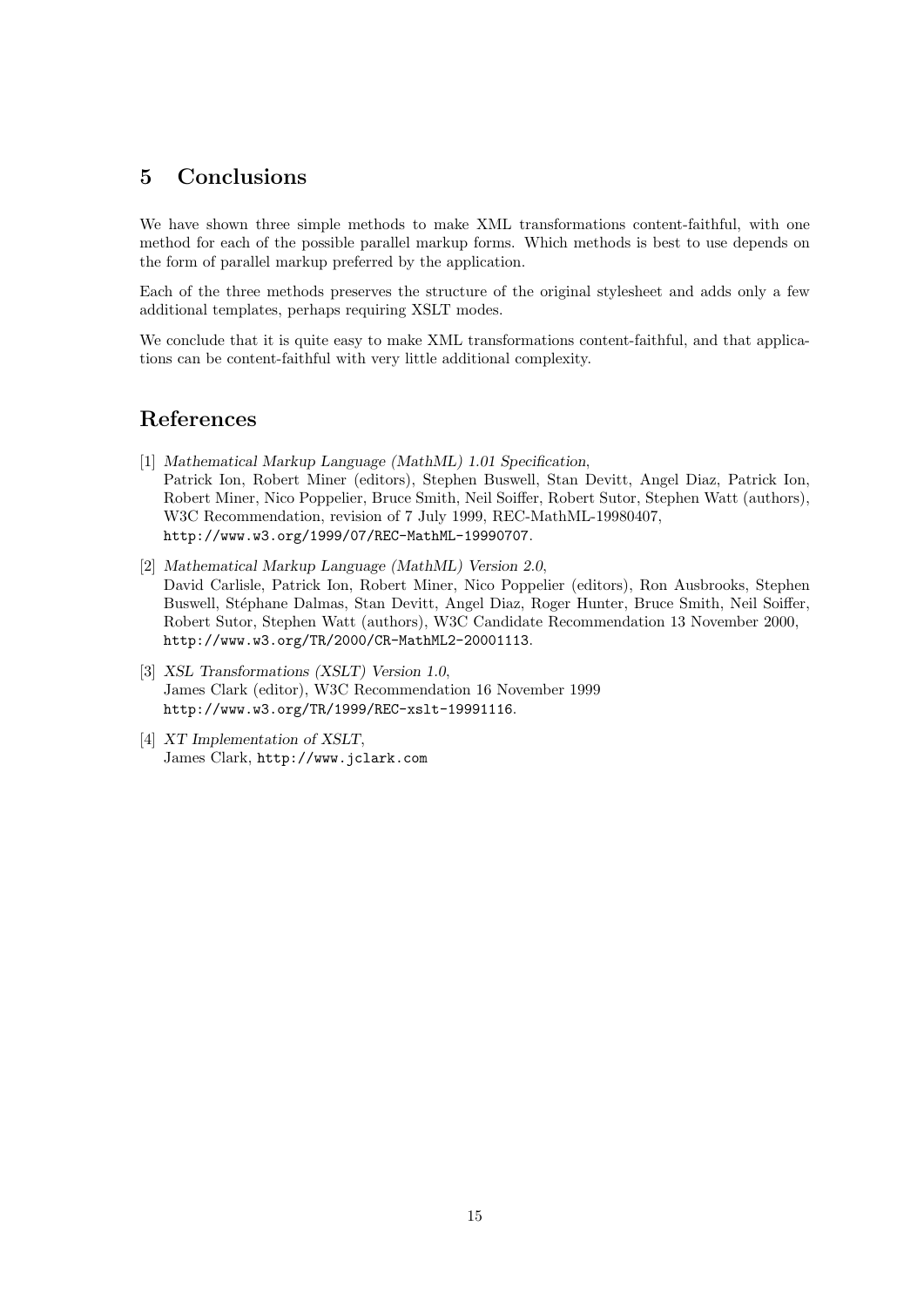## 5 Conclusions

We have shown three simple methods to make XML transformations content-faithful, with one method for each of the possible parallel markup forms. Which methods is best to use depends on the form of parallel markup preferred by the application.

Each of the three methods preserves the structure of the original stylesheet and adds only a few additional templates, perhaps requiring XSLT modes.

We conclude that it is quite easy to make XML transformations content-faithful, and that applications can be content-faithful with very little additional complexity.

## References

[1] *Mathematical Markup Language (MathML) 1.01 Specification*, Patrick Ion, Robert Miner (editors), Stephen Buswell, Stan Devitt, Angel Diaz, Patrick Ion, Robert Miner, Nico Poppelier, Bruce Smith, Neil Soiffer, Robert Sutor, Stephen Watt (authors), W3C Recommendation, revision of 7 July 1999, REC-MathML-19980407, `http://www.w3.org/1999/07/REC-MathML-19990707`.

[2] *Mathematical Markup Language (MathML) Version 2.0*, David Carlisle, Patrick Ion, Robert Miner, Nico Poppelier (editors), Ron Ausbrooks, Stephen Buswell, Stéphane Dalmas, Stan Devitt, Angel Diaz, Roger Hunter, Bruce Smith, Neil Soiffer, Robert Sutor, Stephen Watt (authors), W3C Candidate Recommendation 13 November 2000, `http://www.w3.org/TR/2000/CR-MathML2-20001113`.

[3] *XSL Transformations (XSLT) Version 1.0*, James Clark (editor), W3C Recommendation 16 November 1999 `http://www.w3.org/TR/1999/REC-xslt-19991116`.

[4] *XT Implementation of XSLT*, James Clark, `http://www.jclark.com`